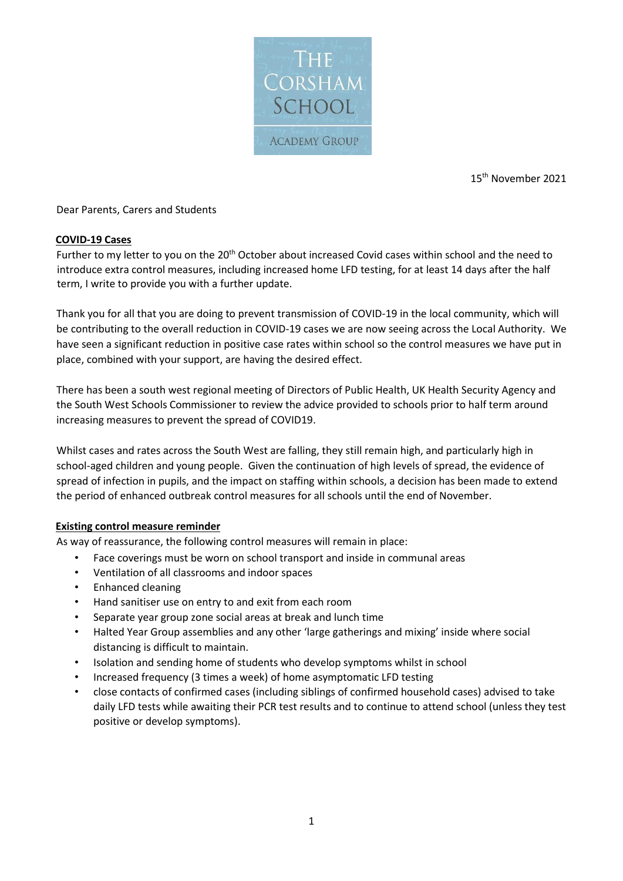THE CORSHAM SCHOOL

ACADEMY GROUP

15th November 2021

Dear Parents, Carers and Students

**COVID-19 Cases**

Further to my letter to you on the 20th October about increased Covid cases within school and the need to introduce extra control measures, including increased home LFD testing, for at least 14 days after the half term, I write to provide you with a further update.

Thank you for all that you are doing to prevent transmission of COVID-19 in the local community, which will be contributing to the overall reduction in COVID-19 cases we are now seeing across the Local Authority. We have seen a significant reduction in positive case rates within school so the control measures we have put in place, combined with your support, are having the desired effect.

There has been a south west regional meeting of Directors of Public Health, UK Health Security Agency and the South West Schools Commissioner to review the advice provided to schools prior to half term around increasing measures to prevent the spread of COVID19.

Whilst cases and rates across the South West are falling, they still remain high, and particularly high in school-aged children and young people. Given the continuation of high levels of spread, the evidence of spread of infection in pupils, and the impact on staffing within schools, a decision has been made to extend the period of enhanced outbreak control measures for all schools until the end of November.

**Existing control measure reminder**

As way of reassurance, the following control measures will remain in place:

- Face coverings must be worn on school transport and inside in communal areas
- Ventilation of all classrooms and indoor spaces
- Enhanced cleaning
- Hand sanitiser use on entry to and exit from each room
- Separate year group zone social areas at break and lunch time
- Halted Year Group assemblies and any other 'large gatherings and mixing' inside where social distancing is difficult to maintain.
- Isolation and sending home of students who develop symptoms whilst in school
- Increased frequency (3 times a week) of home asymptomatic LFD testing
- close contacts of confirmed cases (including siblings of confirmed household cases) advised to take daily LFD tests while awaiting their PCR test results and to continue to attend school (unless they test positive or develop symptoms).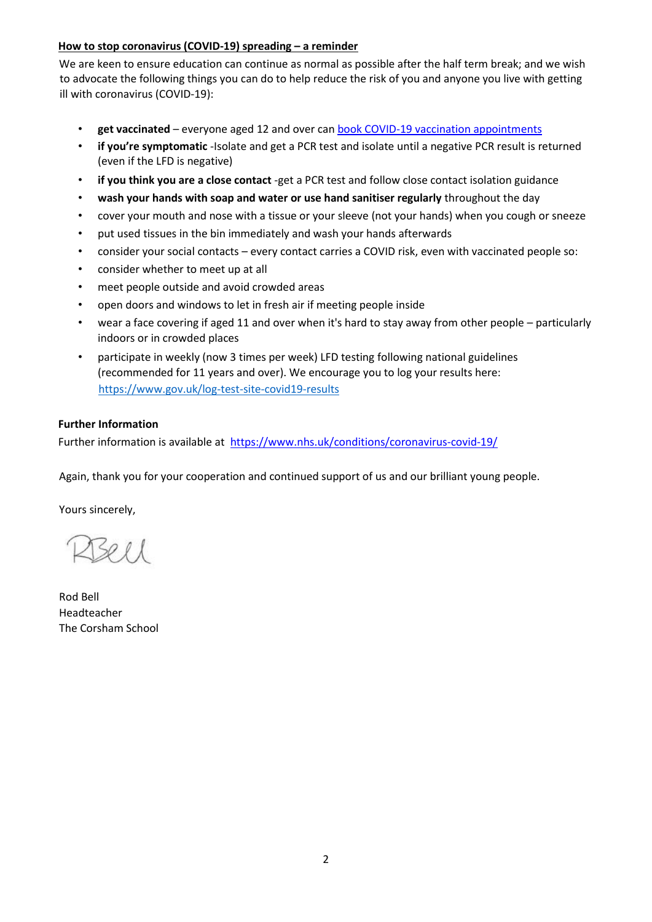**How to stop coronavirus (COVID-19) spreading – a reminder**

We are keen to ensure education can continue as normal as possible after the half term break; and we wish to advocate the following things you can do to help reduce the risk of you and anyone you live with getting ill with coronavirus (COVID-19):

- **get vaccinated** – everyone aged 12 and over can book COVID-19 vaccination appointments
- **if you're symptomatic** -Isolate and get a PCR test and isolate until a negative PCR result is returned (even if the LFD is negative)
- **if you think you are a close contact** -get a PCR test and follow close contact isolation guidance
- **wash your hands with soap and water or use hand sanitiser regularly** throughout the day
- cover your mouth and nose with a tissue or your sleeve (not your hands) when you cough or sneeze
- put used tissues in the bin immediately and wash your hands afterwards
- consider your social contacts – every contact carries a COVID risk, even with vaccinated people so:
- consider whether to meet up at all
- meet people outside and avoid crowded areas
- open doors and windows to let in fresh air if meeting people inside
- wear a face covering if aged 11 and over when it's hard to stay away from other people – particularly indoors or in crowded places
- participate in weekly (now 3 times per week) LFD testing following national guidelines (recommended for 11 years and over). We encourage you to log your results here: https://www.gov.uk/log-test-site-covid19-results

**Further Information**

Further information is available at https://www.nhs.uk/conditions/coronavirus-covid-19/

Again, thank you for your cooperation and continued support of us and our brilliant young people.

Yours sincerely,

RBell

Rod Bell
Headteacher
The Corsham School